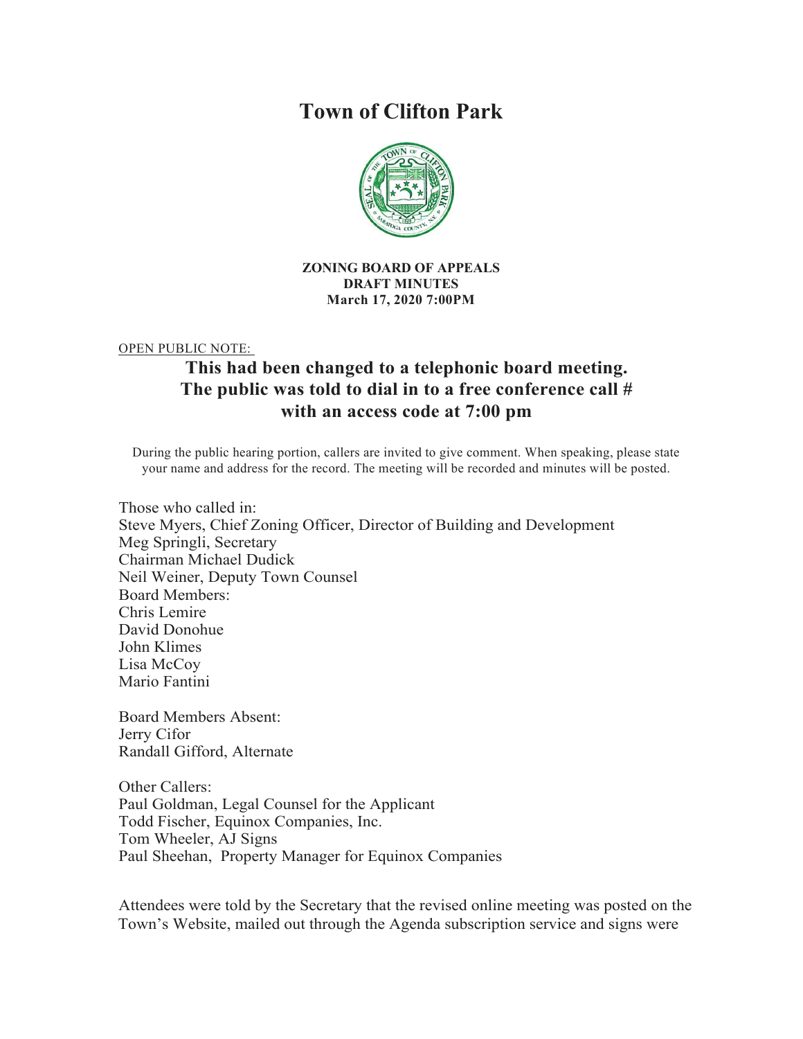# Town of Clifton Park

**ZONING BOARD OF APPEALS**
**DRAFT MINUTES**
**March 17, 2020 7:00PM**

OPEN PUBLIC NOTE:

## This had been changed to a telephonic board meeting. The public was told to dial in to a free conference call # with an access code at 7:00 pm

During the public hearing portion, callers are invited to give comment. When speaking, please state your name and address for the record. The meeting will be recorded and minutes will be posted.

Those who called in:
Steve Myers, Chief Zoning Officer, Director of Building and Development
Meg Springli, Secretary
Chairman Michael Dudick
Neil Weiner, Deputy Town Counsel
Board Members:
Chris Lemire
David Donohue
John Klimes
Lisa McCoy
Mario Fantini

Board Members Absent:
Jerry Cifor
Randall Gifford, Alternate

Other Callers:
Paul Goldman, Legal Counsel for the Applicant
Todd Fischer, Equinox Companies, Inc.
Tom Wheeler, AJ Signs
Paul Sheehan, Property Manager for Equinox Companies

Attendees were told by the Secretary that the revised online meeting was posted on the Town's Website, mailed out through the Agenda subscription service and signs were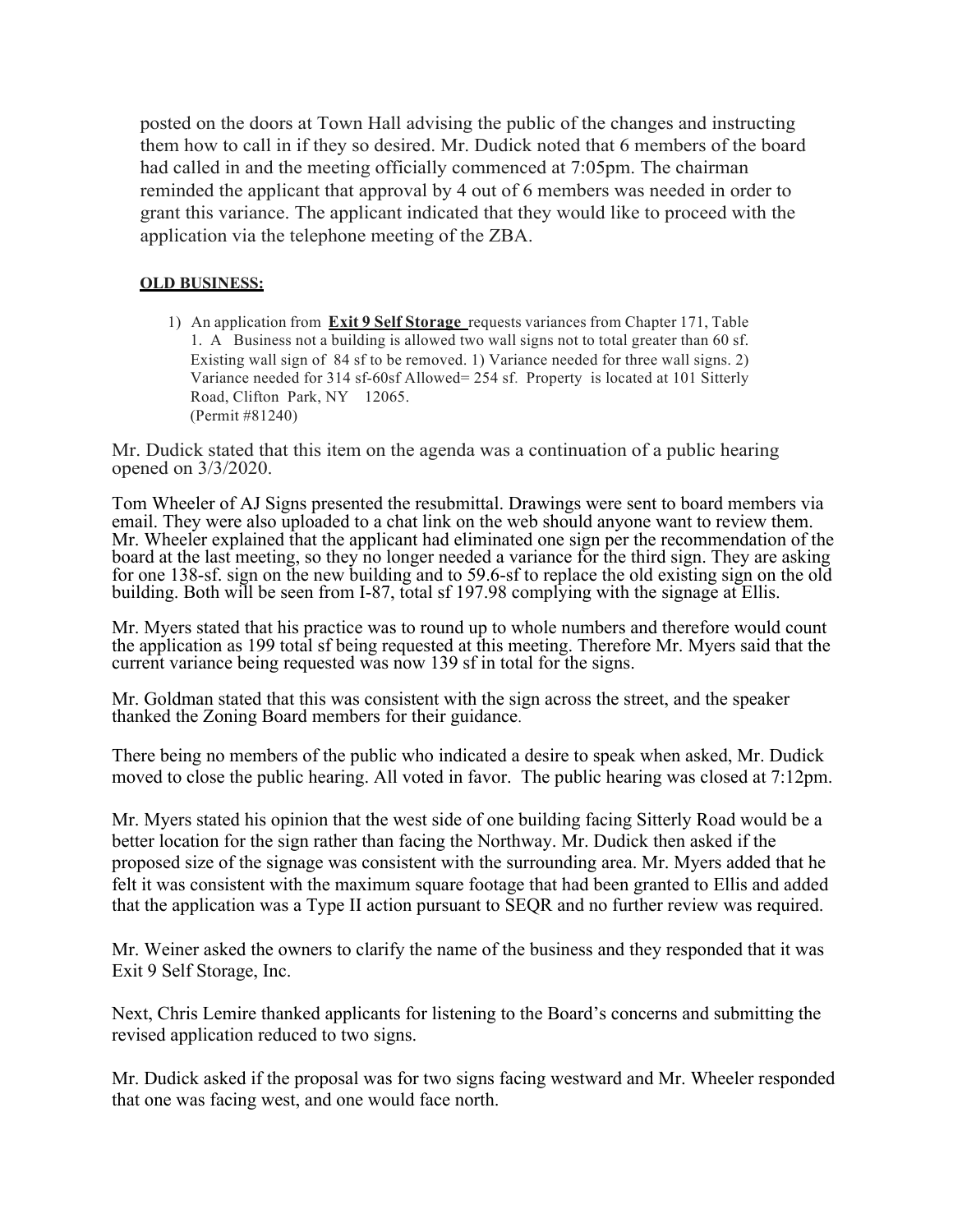posted on the doors at Town Hall advising the public of the changes and instructing them how to call in if they so desired. Mr. Dudick noted that 6 members of the board had called in and the meeting officially commenced at 7:05pm. The chairman reminded the applicant that approval by 4 out of 6 members was needed in order to grant this variance. The applicant indicated that they would like to proceed with the application via the telephone meeting of the ZBA.

**OLD BUSINESS:**

1) An application from **Exit 9 Self Storage** requests variances from Chapter 171, Table 1. A Business not a building is allowed two wall signs not to total greater than 60 sf. Existing wall sign of 84 sf to be removed. 1) Variance needed for three wall signs. 2) Variance needed for 314 sf-60sf Allowed= 254 sf. Property is located at 101 Sitterly Road, Clifton Park, NY 12065. (Permit #81240)

Mr. Dudick stated that this item on the agenda was a continuation of a public hearing opened on 3/3/2020.

Tom Wheeler of AJ Signs presented the resubmittal. Drawings were sent to board members via email. They were also uploaded to a chat link on the web should anyone want to review them. Mr. Wheeler explained that the applicant had eliminated one sign per the recommendation of the board at the last meeting, so they no longer needed a variance for the third sign. They are asking for one 138-sf. sign on the new building and to 59.6-sf to replace the old existing sign on the old building. Both will be seen from I-87, total sf 197.98 complying with the signage at Ellis.

Mr. Myers stated that his practice was to round up to whole numbers and therefore would count the application as 199 total sf being requested at this meeting. Therefore Mr. Myers said that the current variance being requested was now 139 sf in total for the signs.

Mr. Goldman stated that this was consistent with the sign across the street, and the speaker thanked the Zoning Board members for their guidance.

There being no members of the public who indicated a desire to speak when asked, Mr. Dudick moved to close the public hearing. All voted in favor. The public hearing was closed at 7:12pm.

Mr. Myers stated his opinion that the west side of one building facing Sitterly Road would be a better location for the sign rather than facing the Northway. Mr. Dudick then asked if the proposed size of the signage was consistent with the surrounding area. Mr. Myers added that he felt it was consistent with the maximum square footage that had been granted to Ellis and added that the application was a Type II action pursuant to SEQR and no further review was required.

Mr. Weiner asked the owners to clarify the name of the business and they responded that it was Exit 9 Self Storage, Inc.

Next, Chris Lemire thanked applicants for listening to the Board's concerns and submitting the revised application reduced to two signs.

Mr. Dudick asked if the proposal was for two signs facing westward and Mr. Wheeler responded that one was facing west, and one would face north.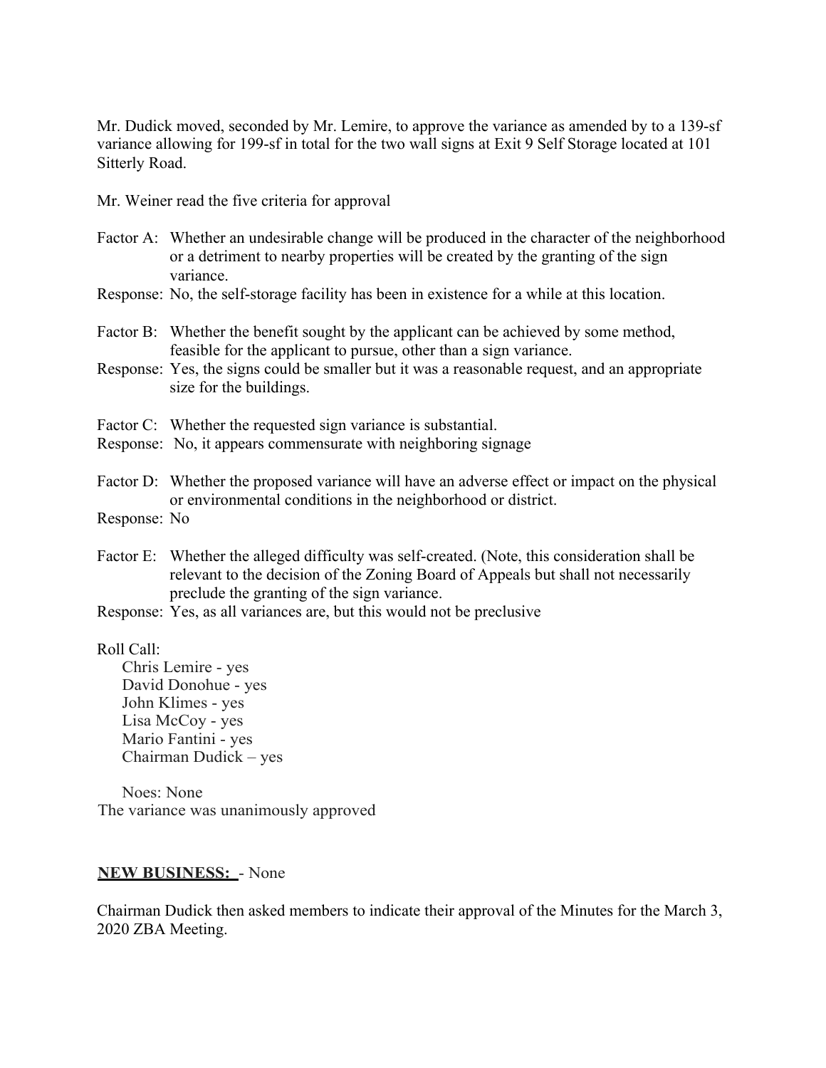Mr. Dudick moved, seconded by Mr. Lemire, to approve the variance as amended by to a 139-sf variance allowing for 199-sf in total for the two wall signs at Exit 9 Self Storage located at 101 Sitterly Road.

Mr. Weiner read the five criteria for approval

Factor A: Whether an undesirable change will be produced in the character of the neighborhood or a detriment to nearby properties will be created by the granting of the sign variance.

Response: No, the self-storage facility has been in existence for a while at this location.

Factor B: Whether the benefit sought by the applicant can be achieved by some method, feasible for the applicant to pursue, other than a sign variance.

Response: Yes, the signs could be smaller but it was a reasonable request, and an appropriate size for the buildings.

Factor C: Whether the requested sign variance is substantial.

Response: No, it appears commensurate with neighboring signage

Factor D: Whether the proposed variance will have an adverse effect or impact on the physical or environmental conditions in the neighborhood or district.

Response: No

Factor E: Whether the alleged difficulty was self-created. (Note, this consideration shall be relevant to the decision of the Zoning Board of Appeals but shall not necessarily preclude the granting of the sign variance.

Response: Yes, as all variances are, but this would not be preclusive

Roll Call:

Chris Lemire - yes
David Donohue - yes
John Klimes - yes
Lisa McCoy - yes
Mario Fantini - yes
Chairman Dudick – yes

Noes: None

The variance was unanimously approved

**NEW BUSINESS:** - None

Chairman Dudick then asked members to indicate their approval of the Minutes for the March 3, 2020 ZBA Meeting.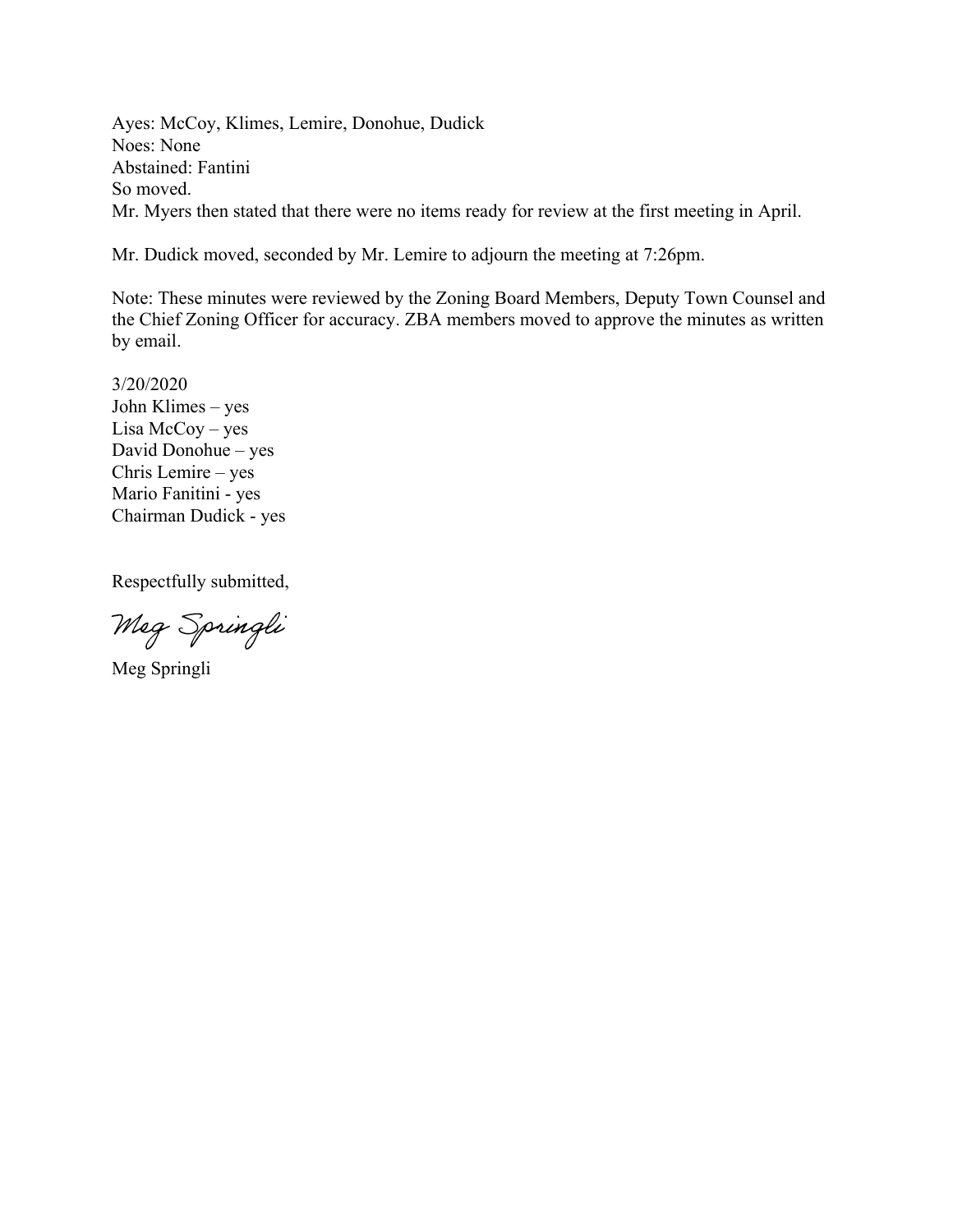Ayes: McCoy, Klimes, Lemire, Donohue, Dudick
Noes: None
Abstained: Fantini
So moved.
Mr. Myers then stated that there were no items ready for review at the first meeting in April.

Mr. Dudick moved, seconded by Mr. Lemire to adjourn the meeting at 7:26pm.

Note: These minutes were reviewed by the Zoning Board Members, Deputy Town Counsel and the Chief Zoning Officer for accuracy. ZBA members moved to approve the minutes as written by email.

3/20/2020
John Klimes – yes
Lisa McCoy – yes
David Donohue – yes
Chris Lemire – yes
Mario Fanitini - yes
Chairman Dudick - yes

Respectfully submitted,

Meg Springli

Meg Springli